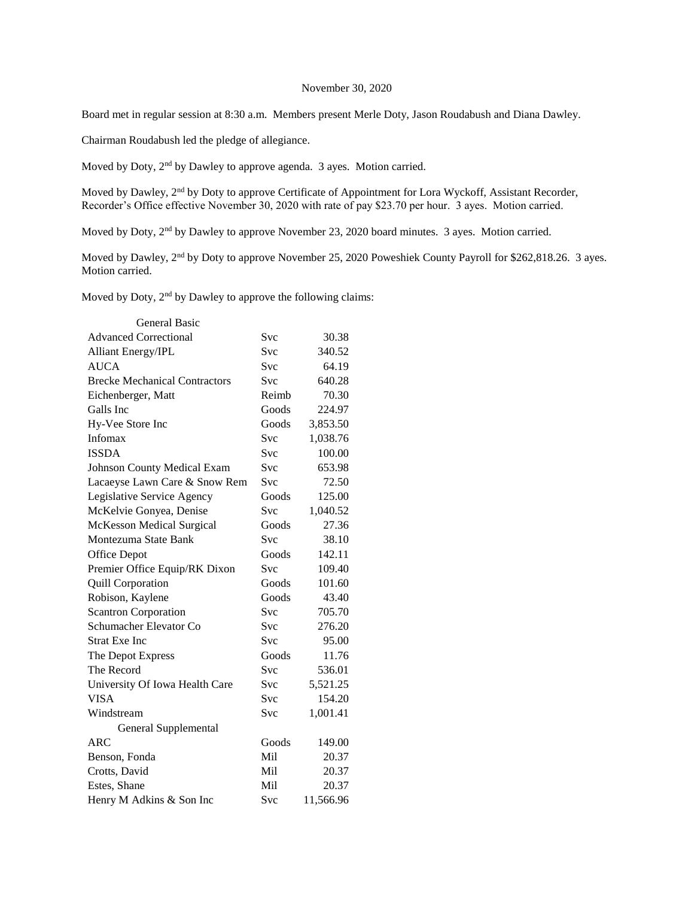November 30, 2020

Board met in regular session at 8:30 a.m. Members present Merle Doty, Jason Roudabush and Diana Dawley.

Chairman Roudabush led the pledge of allegiance.

Moved by Doty, 2nd by Dawley to approve agenda. 3 ayes. Motion carried.

Moved by Dawley, 2nd by Doty to approve Certificate of Appointment for Lora Wyckoff, Assistant Recorder, Recorder's Office effective November 30, 2020 with rate of pay $23.70 per hour. 3 ayes. Motion carried.

Moved by Doty, 2nd by Dawley to approve November 23, 2020 board minutes. 3 ayes. Motion carried.

Moved by Dawley, 2nd by Doty to approve November 25, 2020 Poweshiek County Payroll for $262,818.26. 3 ayes. Motion carried.

Moved by Doty, 2nd by Dawley to approve the following claims:

| General Basic | | |
|---|---|---|
| Advanced Correctional | Svc | 30.38 |
| Alliant Energy/IPL | Svc | 340.52 |
| AUCA | Svc | 64.19 |
| Brecke Mechanical Contractors | Svc | 640.28 |
| Eichenberger, Matt | Reimb | 70.30 |
| Galls Inc | Goods | 224.97 |
| Hy-Vee Store Inc | Goods | 3,853.50 |
| Infomax | Svc | 1,038.76 |
| ISSDA | Svc | 100.00 |
| Johnson County Medical Exam | Svc | 653.98 |
| Lacaeyse Lawn Care & Snow Rem | Svc | 72.50 |
| Legislative Service Agency | Goods | 125.00 |
| McKelvie Gonyea, Denise | Svc | 1,040.52 |
| McKesson Medical Surgical | Goods | 27.36 |
| Montezuma State Bank | Svc | 38.10 |
| Office Depot | Goods | 142.11 |
| Premier Office Equip/RK Dixon | Svc | 109.40 |
| Quill Corporation | Goods | 101.60 |
| Robison, Kaylene | Goods | 43.40 |
| Scantron Corporation | Svc | 705.70 |
| Schumacher Elevator Co | Svc | 276.20 |
| Strat Exe Inc | Svc | 95.00 |
| The Depot Express | Goods | 11.76 |
| The Record | Svc | 536.01 |
| University Of Iowa Health Care | Svc | 5,521.25 |
| VISA | Svc | 154.20 |
| Windstream | Svc | 1,001.41 |
| General Supplemental | | |
| ARC | Goods | 149.00 |
| Benson, Fonda | Mil | 20.37 |
| Crotts, David | Mil | 20.37 |
| Estes, Shane | Mil | 20.37 |
| Henry M Adkins & Son Inc | Svc | 11,566.96 |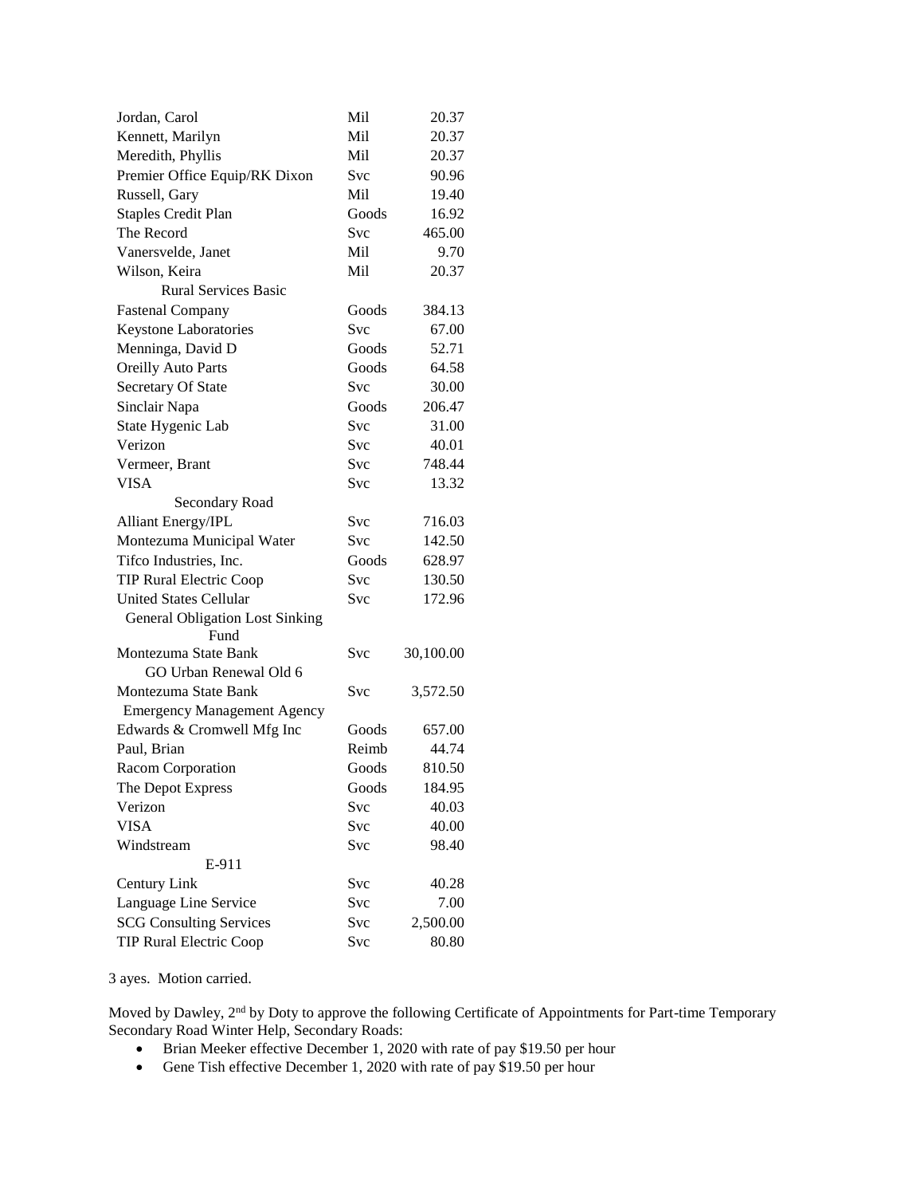| | | |
|---|---|---|
| Jordan, Carol | Mil | 20.37 |
| Kennett, Marilyn | Mil | 20.37 |
| Meredith, Phyllis | Mil | 20.37 |
| Premier Office Equip/RK Dixon | Svc | 90.96 |
| Russell, Gary | Mil | 19.40 |
| Staples Credit Plan | Goods | 16.92 |
| The Record | Svc | 465.00 |
| Vanersvelde, Janet | Mil | 9.70 |
| Wilson, Keira | Mil | 20.37 |
| Rural Services Basic | | |
| Fastenal Company | Goods | 384.13 |
| Keystone Laboratories | Svc | 67.00 |
| Menninga, David D | Goods | 52.71 |
| Oreilly Auto Parts | Goods | 64.58 |
| Secretary Of State | Svc | 30.00 |
| Sinclair Napa | Goods | 206.47 |
| State Hygenic Lab | Svc | 31.00 |
| Verizon | Svc | 40.01 |
| Vermeer, Brant | Svc | 748.44 |
| VISA | Svc | 13.32 |
| Secondary Road | | |
| Alliant Energy/IPL | Svc | 716.03 |
| Montezuma Municipal Water | Svc | 142.50 |
| Tifco Industries, Inc. | Goods | 628.97 |
| TIP Rural Electric Coop | Svc | 130.50 |
| United States Cellular | Svc | 172.96 |
| General Obligation Lost Sinking Fund | | |
| Montezuma State Bank | Svc | 30,100.00 |
| GO Urban Renewal Old 6 | | |
| Montezuma State Bank | Svc | 3,572.50 |
| Emergency Management Agency | | |
| Edwards & Cromwell Mfg Inc | Goods | 657.00 |
| Paul, Brian | Reimb | 44.74 |
| Racom Corporation | Goods | 810.50 |
| The Depot Express | Goods | 184.95 |
| Verizon | Svc | 40.03 |
| VISA | Svc | 40.00 |
| Windstream | Svc | 98.40 |
| E-911 | | |
| Century Link | Svc | 40.28 |
| Language Line Service | Svc | 7.00 |
| SCG Consulting Services | Svc | 2,500.00 |
| TIP Rural Electric Coop | Svc | 80.80 |

3 ayes. Motion carried.

Moved by Dawley, 2nd by Doty to approve the following Certificate of Appointments for Part-time Temporary Secondary Road Winter Help, Secondary Roads:

- Brian Meeker effective December 1, 2020 with rate of pay \$19.50 per hour
- Gene Tish effective December 1, 2020 with rate of pay \$19.50 per hour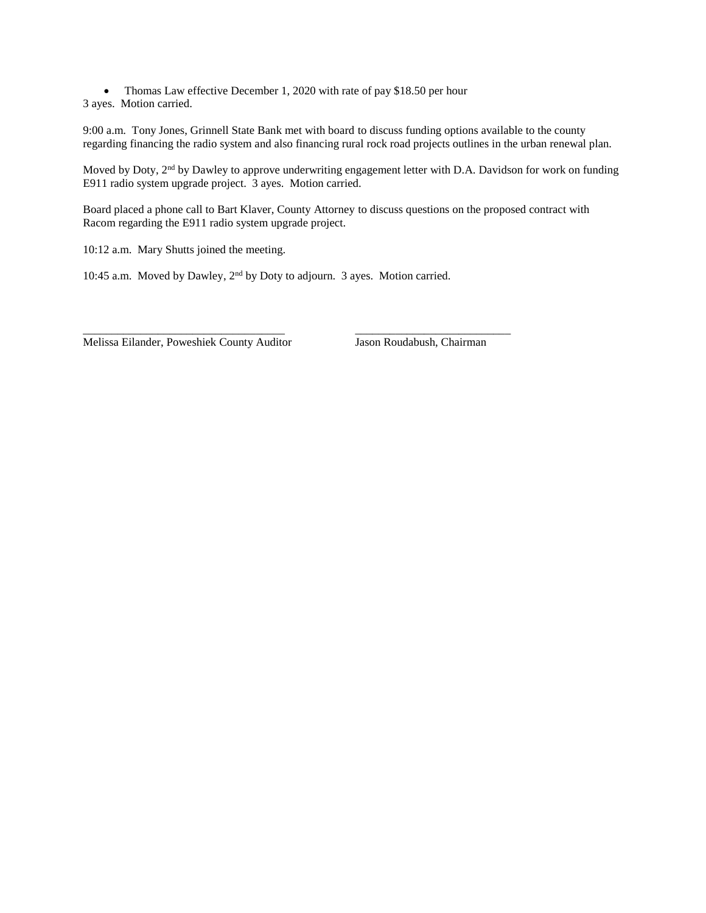- Thomas Law effective December 1, 2020 with rate of pay $18.50 per hour

3 ayes.  Motion carried.

9:00 a.m.  Tony Jones, Grinnell State Bank met with board to discuss funding options available to the county regarding financing the radio system and also financing rural rock road projects outlines in the urban renewal plan.

Moved by Doty, 2nd by Dawley to approve underwriting engagement letter with D.A. Davidson for work on funding E911 radio system upgrade project.  3 ayes.  Motion carried.

Board placed a phone call to Bart Klaver, County Attorney to discuss questions on the proposed contract with Racom regarding the E911 radio system upgrade project.

10:12 a.m.  Mary Shutts joined the meeting.

10:45 a.m.  Moved by Dawley, 2nd by Doty to adjourn.  3 ayes.  Motion carried.

\_\_\_\_\_\_\_\_\_\_\_\_\_\_\_\_\_\_\_\_\_\_\_\_\_\_\_\_\_\_\_\_\_\_\_\_ \_\_\_\_\_\_\_\_\_\_\_\_\_\_\_\_\_\_\_\_\_\_\_\_\_\_\_\_

Melissa Eilander, Poweshiek County Auditor Jason Roudabush, Chairman